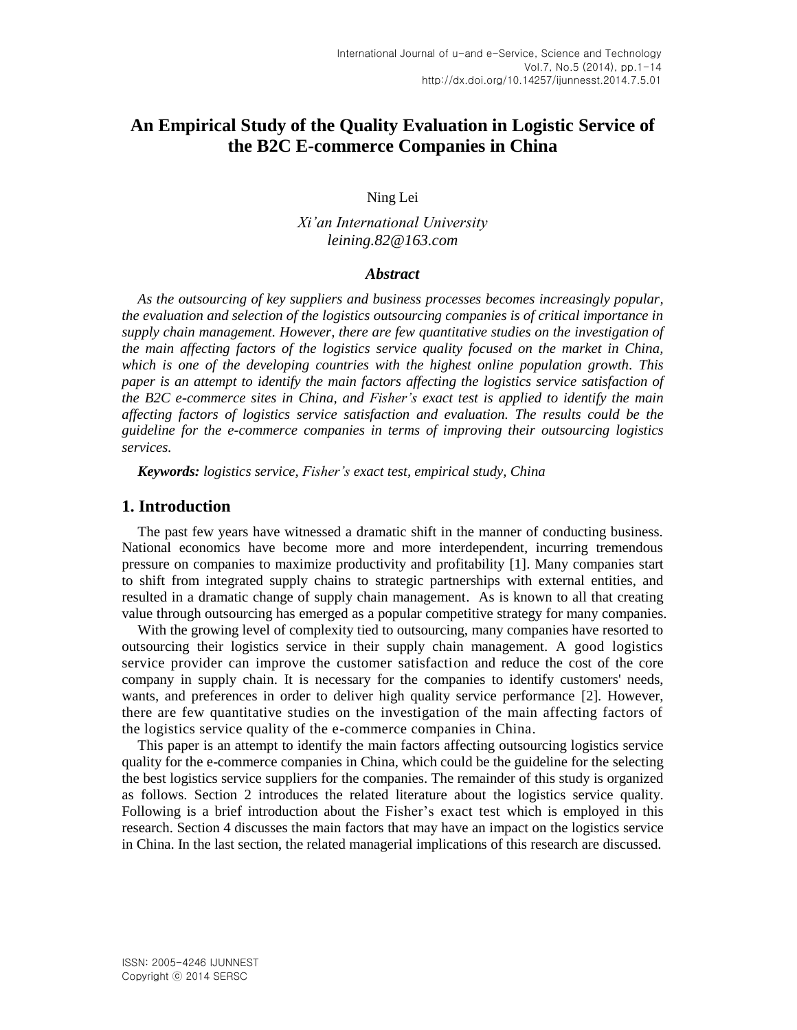# An Empirical Study of the Quality Evaluation in Logistic Service of the B2C E-commerce Companies in China

Ning Lei

*Xi'an International University*
*leining.82@163.com*

### *Abstract*

*As the outsourcing of key suppliers and business processes becomes increasingly popular, the evaluation and selection of the logistics outsourcing companies is of critical importance in supply chain management. However, there are few quantitative studies on the investigation of the main affecting factors of the logistics service quality focused on the market in China, which is one of the developing countries with the highest online population growth. This paper is an attempt to identify the main factors affecting the logistics service satisfaction of the B2C e-commerce sites in China, and Fisher's exact test is applied to identify the main affecting factors of logistics service satisfaction and evaluation. The results could be the guideline for the e-commerce companies in terms of improving their outsourcing logistics services.*

***Keywords:*** *logistics service, Fisher's exact test, empirical study, China*

## 1. Introduction

The past few years have witnessed a dramatic shift in the manner of conducting business. National economics have become more and more interdependent, incurring tremendous pressure on companies to maximize productivity and profitability [1]. Many companies start to shift from integrated supply chains to strategic partnerships with external entities, and resulted in a dramatic change of supply chain management. As is known to all that creating value through outsourcing has emerged as a popular competitive strategy for many companies.

With the growing level of complexity tied to outsourcing, many companies have resorted to outsourcing their logistics service in their supply chain management. A good logistics service provider can improve the customer satisfaction and reduce the cost of the core company in supply chain. It is necessary for the companies to identify customers' needs, wants, and preferences in order to deliver high quality service performance [2]. However, there are few quantitative studies on the investigation of the main affecting factors of the logistics service quality of the e-commerce companies in China.

This paper is an attempt to identify the main factors affecting outsourcing logistics service quality for the e-commerce companies in China, which could be the guideline for the selecting the best logistics service suppliers for the companies. The remainder of this study is organized as follows. Section 2 introduces the related literature about the logistics service quality. Following is a brief introduction about the Fisher's exact test which is employed in this research. Section 4 discusses the main factors that may have an impact on the logistics service in China. In the last section, the related managerial implications of this research are discussed.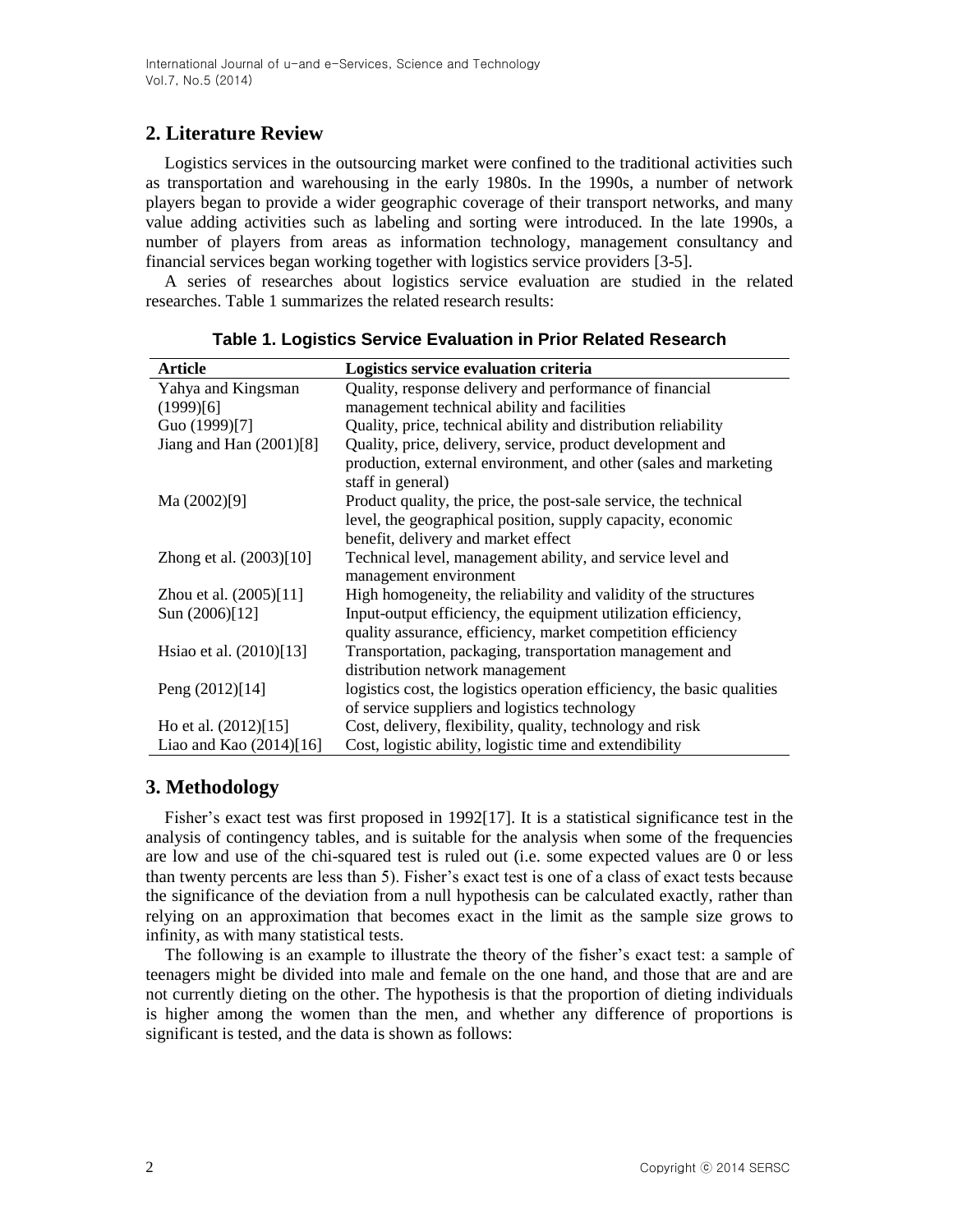## 2. Literature Review

Logistics services in the outsourcing market were confined to the traditional activities such as transportation and warehousing in the early 1980s. In the 1990s, a number of network players began to provide a wider geographic coverage of their transport networks, and many value adding activities such as labeling and sorting were introduced. In the late 1990s, a number of players from areas as information technology, management consultancy and financial services began working together with logistics service providers [3-5].

A series of researches about logistics service evaluation are studied in the related researches. Table 1 summarizes the related research results:

**Table 1. Logistics Service Evaluation in Prior Related Research**

| Article | Logistics service evaluation criteria |
| --- | --- |
| Yahya and Kingsman (1999)[6] | Quality, response delivery and performance of financial management technical ability and facilities |
| Guo (1999)[7] | Quality, price, technical ability and distribution reliability |
| Jiang and Han (2001)[8] | Quality, price, delivery, service, product development and production, external environment, and other (sales and marketing staff in general) |
| Ma (2002)[9] | Product quality, the price, the post-sale service, the technical level, the geographical position, supply capacity, economic benefit, delivery and market effect |
| Zhong et al. (2003)[10] | Technical level, management ability, and service level and management environment |
| Zhou et al. (2005)[11] | High homogeneity, the reliability and validity of the structures |
| Sun (2006)[12] | Input-output efficiency, the equipment utilization efficiency, quality assurance, efficiency, market competition efficiency |
| Hsiao et al. (2010)[13] | Transportation, packaging, transportation management and distribution network management |
| Peng (2012)[14] | logistics cost, the logistics operation efficiency, the basic qualities of service suppliers and logistics technology |
| Ho et al. (2012)[15] | Cost, delivery, flexibility, quality, technology and risk |
| Liao and Kao (2014)[16] | Cost, logistic ability, logistic time and extendibility |

## 3. Methodology

Fisher's exact test was first proposed in 1992[17]. It is a statistical significance test in the analysis of contingency tables, and is suitable for the analysis when some of the frequencies are low and use of the chi-squared test is ruled out (i.e. some expected values are 0 or less than twenty percents are less than 5). Fisher's exact test is one of a class of exact tests because the significance of the deviation from a null hypothesis can be calculated exactly, rather than relying on an approximation that becomes exact in the limit as the sample size grows to infinity, as with many statistical tests.

The following is an example to illustrate the theory of the fisher's exact test: a sample of teenagers might be divided into male and female on the one hand, and those that are and are not currently dieting on the other. The hypothesis is that the proportion of dieting individuals is higher among the women than the men, and whether any difference of proportions is significant is tested, and the data is shown as follows: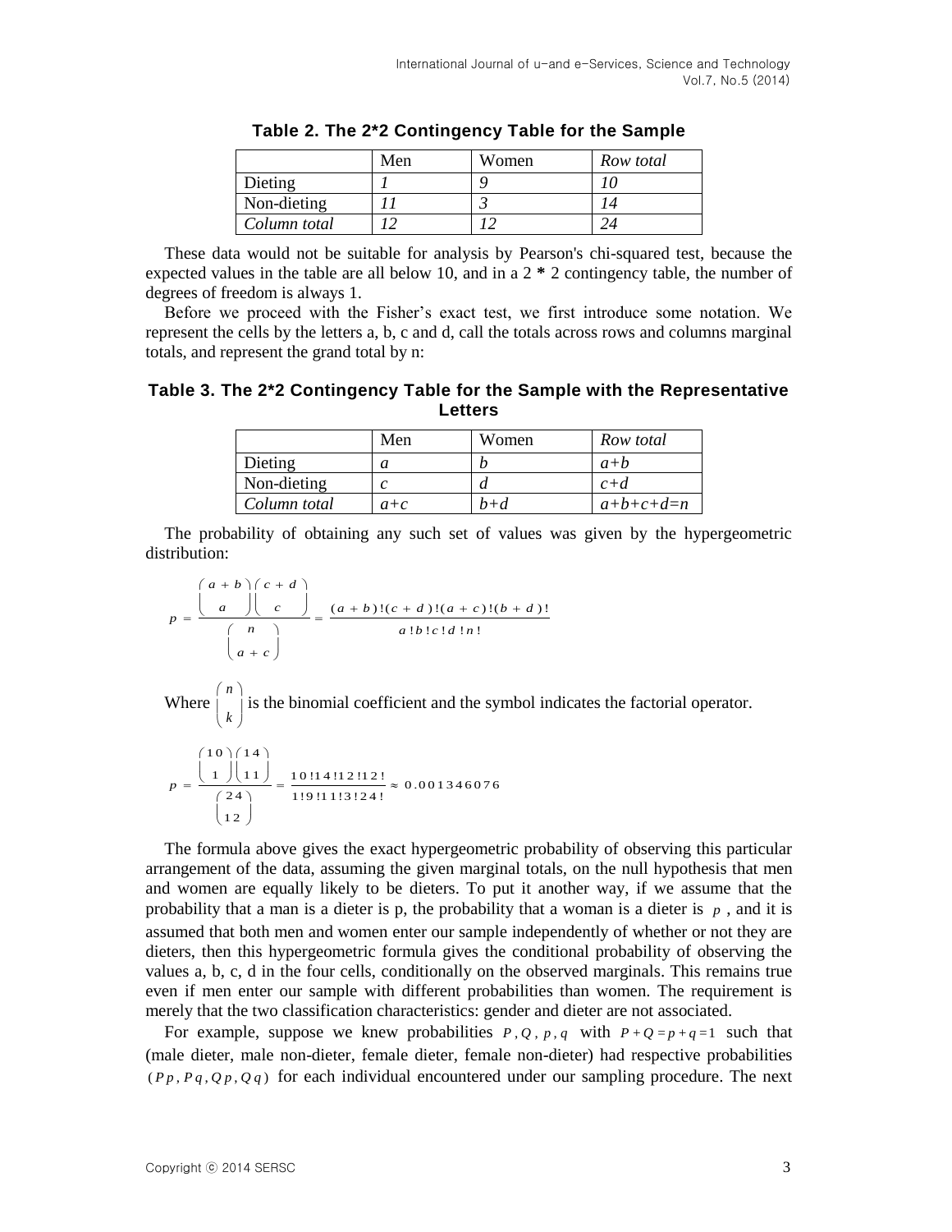**Table 2. The 2*2 Contingency Table for the Sample**

| | Men | Women | *Row total* |
|---|---|---|---|
| Dieting | *1* | *9* | *10* |
| Non-dieting | *11* | *3* | *14* |
| *Column total* | *12* | *12* | *24* |

These data would not be suitable for analysis by Pearson's chi-squared test, because the expected values in the table are all below 10, and in a 2 * 2 contingency table, the number of degrees of freedom is always 1.

Before we proceed with the Fisher's exact test, we first introduce some notation. We represent the cells by the letters a, b, c and d, call the totals across rows and columns marginal totals, and represent the grand total by n:

**Table 3. The 2*2 Contingency Table for the Sample with the Representative Letters**

| | Men | Women | *Row total* |
|---|---|---|---|
| Dieting | *a* | *b* | *a+b* |
| Non-dieting | *c* | *d* | *c+d* |
| *Column total* | *a+c* | *b+d* | *a+b+c+d=n* |

The probability of obtaining any such set of values was given by the hypergeometric distribution:

$$p = \frac{\binom{a+b}{a}\binom{c+d}{c}}{\binom{n}{a+c}} = \frac{(a+b)!(c+d)!(a+c)!(b+d)!}{a!b!c!d!n!}$$

Where $\binom{n}{k}$ is the binomial coefficient and the symbol indicates the factorial operator.

$$p = \frac{\binom{10}{1}\binom{14}{11}}{\binom{24}{12}} = \frac{10!14!12!12!}{1!9!11!3!24!} \approx 0.001346076$$

The formula above gives the exact hypergeometric probability of observing this particular arrangement of the data, assuming the given marginal totals, on the null hypothesis that men and women are equally likely to be dieters. To put it another way, if we assume that the probability that a man is a dieter is p, the probability that a woman is a dieter is $p$, and it is assumed that both men and women enter our sample independently of whether or not they are dieters, then this hypergeometric formula gives the conditional probability of observing the values a, b, c, d in the four cells, conditionally on the observed marginals. This remains true even if men enter our sample with different probabilities than women. The requirement is merely that the two classification characteristics: gender and dieter are not associated.

For example, suppose we knew probabilities $P, Q, p, q$ with $P+Q=p+q=1$ such that (male dieter, male non-dieter, female dieter, female non-dieter) had respective probabilities $(Pp, Pq, Qp, Qq)$ for each individual encountered under our sampling procedure. The next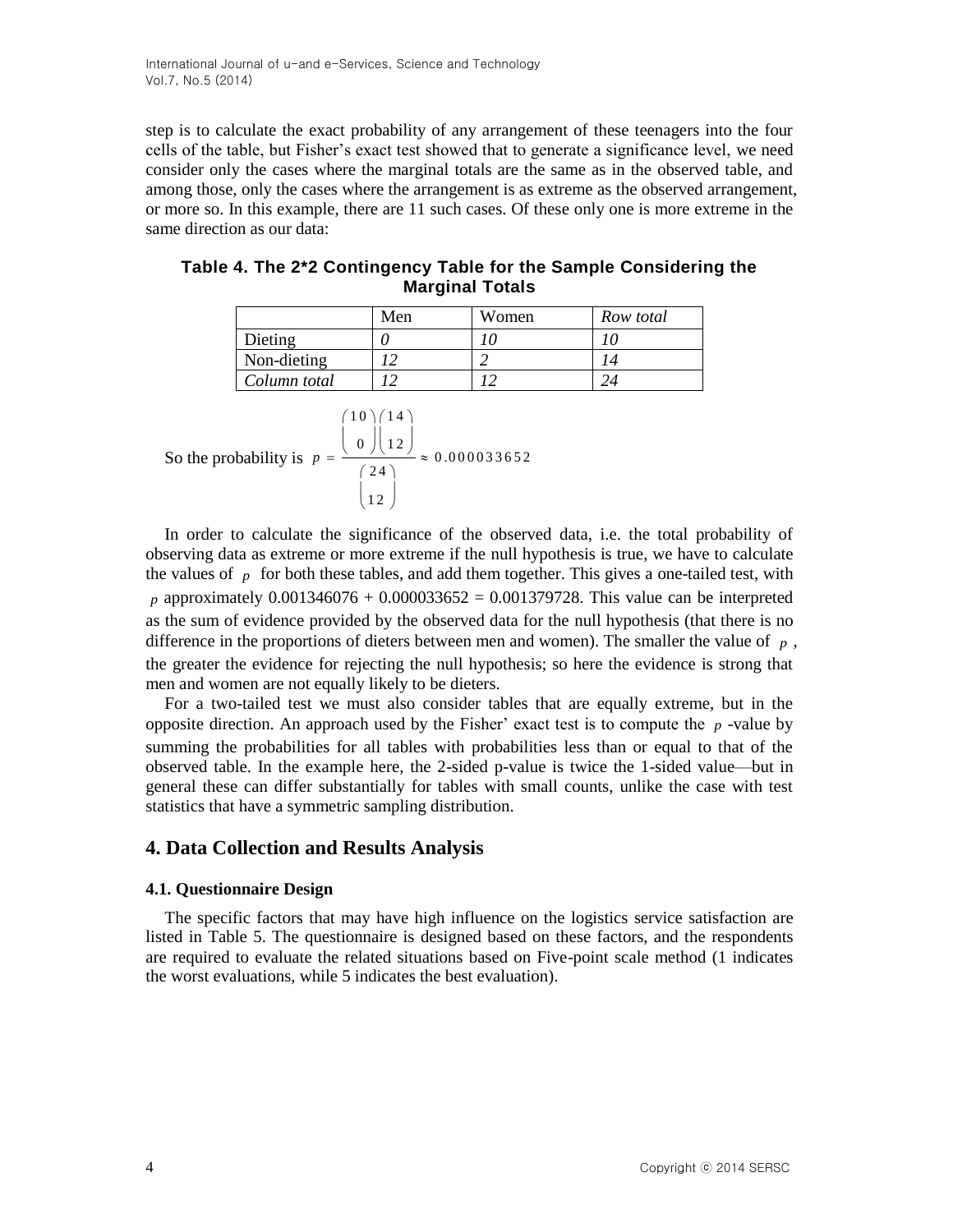step is to calculate the exact probability of any arrangement of these teenagers into the four cells of the table, but Fisher's exact test showed that to generate a significance level, we need consider only the cases where the marginal totals are the same as in the observed table, and among those, only the cases where the arrangement is as extreme as the observed arrangement, or more so. In this example, there are 11 such cases. Of these only one is more extreme in the same direction as our data:

**Table 4. The 2*2 Contingency Table for the Sample Considering the Marginal Totals**

| | Men | Women | *Row total* |
|---|---|---|---|
| Dieting | *0* | *10* | *10* |
| Non-dieting | *12* | *2* | *14* |
| *Column total* | *12* | *12* | *24* |

So the probability is $p = \dfrac{\binom{10}{0}\binom{14}{12}}{\binom{24}{12}} \approx 0.000033652$

In order to calculate the significance of the observed data, i.e. the total probability of observing data as extreme or more extreme if the null hypothesis is true, we have to calculate the values of $p$ for both these tables, and add them together. This gives a one-tailed test, with $p$ approximately 0.001346076 + 0.000033652 = 0.001379728. This value can be interpreted as the sum of evidence provided by the observed data for the null hypothesis (that there is no difference in the proportions of dieters between men and women). The smaller the value of $p$, the greater the evidence for rejecting the null hypothesis; so here the evidence is strong that men and women are not equally likely to be dieters.

For a two-tailed test we must also consider tables that are equally extreme, but in the opposite direction. An approach used by the Fisher' exact test is to compute the $p$ -value by summing the probabilities for all tables with probabilities less than or equal to that of the observed table. In the example here, the 2-sided p-value is twice the 1-sided value—but in general these can differ substantially for tables with small counts, unlike the case with test statistics that have a symmetric sampling distribution.

## 4. Data Collection and Results Analysis

### 4.1. Questionnaire Design

The specific factors that may have high influence on the logistics service satisfaction are listed in Table 5. The questionnaire is designed based on these factors, and the respondents are required to evaluate the related situations based on Five-point scale method (1 indicates the worst evaluations, while 5 indicates the best evaluation).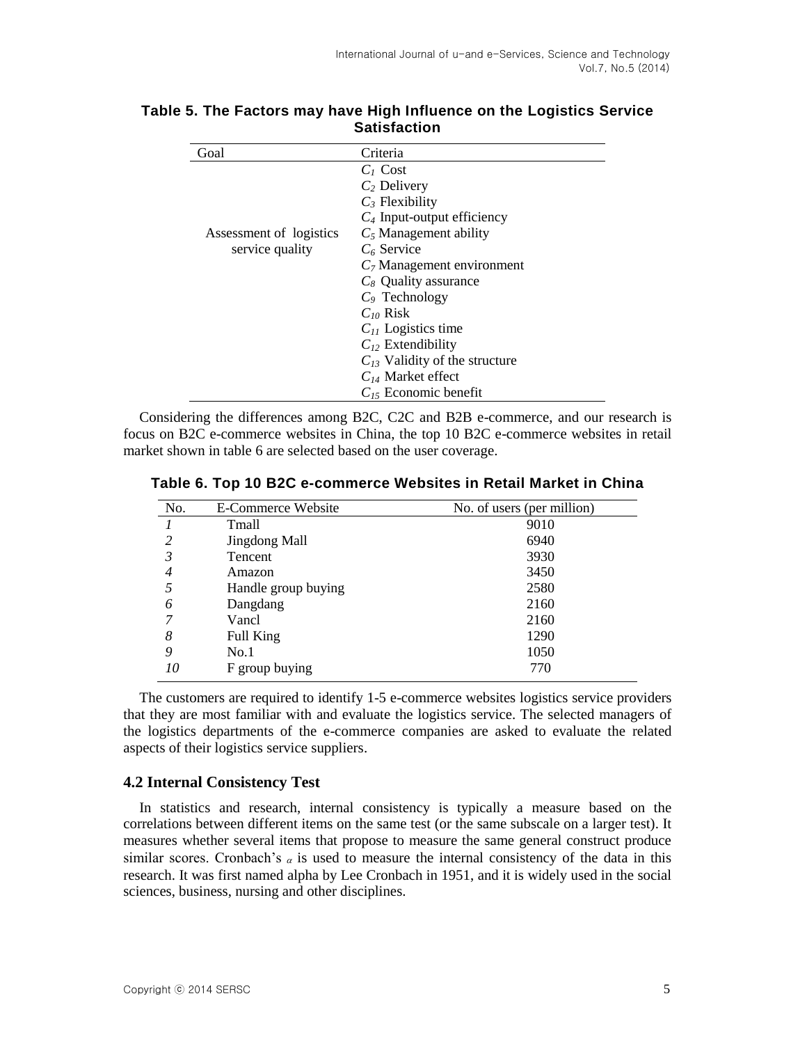**Table 5. The Factors may have High Influence on the Logistics Service Satisfaction**

| Goal | Criteria |
|---|---|
| Assessment of logistics service quality | $C_1$ Cost |
| | $C_2$ Delivery |
| | $C_3$ Flexibility |
| | $C_4$ Input-output efficiency |
| | $C_5$ Management ability |
| | $C_6$ Service |
| | $C_7$ Management environment |
| | $C_8$ Quality assurance |
| | $C_9$ Technology |
| | $C_{10}$ Risk |
| | $C_{11}$ Logistics time |
| | $C_{12}$ Extendibility |
| | $C_{13}$ Validity of the structure |
| | $C_{14}$ Market effect |
| | $C_{15}$ Economic benefit |

Considering the differences among B2C, C2C and B2B e-commerce, and our research is focus on B2C e-commerce websites in China, the top 10 B2C e-commerce websites in retail market shown in table 6 are selected based on the user coverage.

**Table 6. Top 10 B2C e-commerce Websites in Retail Market in China**

| No. | E-Commerce Website | No. of users (per million) |
|---|---|---|
| *1* | Tmall | 9010 |
| *2* | Jingdong Mall | 6940 |
| *3* | Tencent | 3930 |
| *4* | Amazon | 3450 |
| *5* | Handle group buying | 2580 |
| *6* | Dangdang | 2160 |
| *7* | Vancl | 2160 |
| *8* | Full King | 1290 |
| *9* | No.1 | 1050 |
| *10* | F group buying | 770 |

The customers are required to identify 1-5 e-commerce websites logistics service providers that they are most familiar with and evaluate the logistics service. The selected managers of the logistics departments of the e-commerce companies are asked to evaluate the related aspects of their logistics service suppliers.

### 4.2 Internal Consistency Test

In statistics and research, internal consistency is typically a measure based on the correlations between different items on the same test (or the same subscale on a larger test). It measures whether several items that propose to measure the same general construct produce similar scores. Cronbach's $\alpha$ is used to measure the internal consistency of the data in this research. It was first named alpha by Lee Cronbach in 1951, and it is widely used in the social sciences, business, nursing and other disciplines.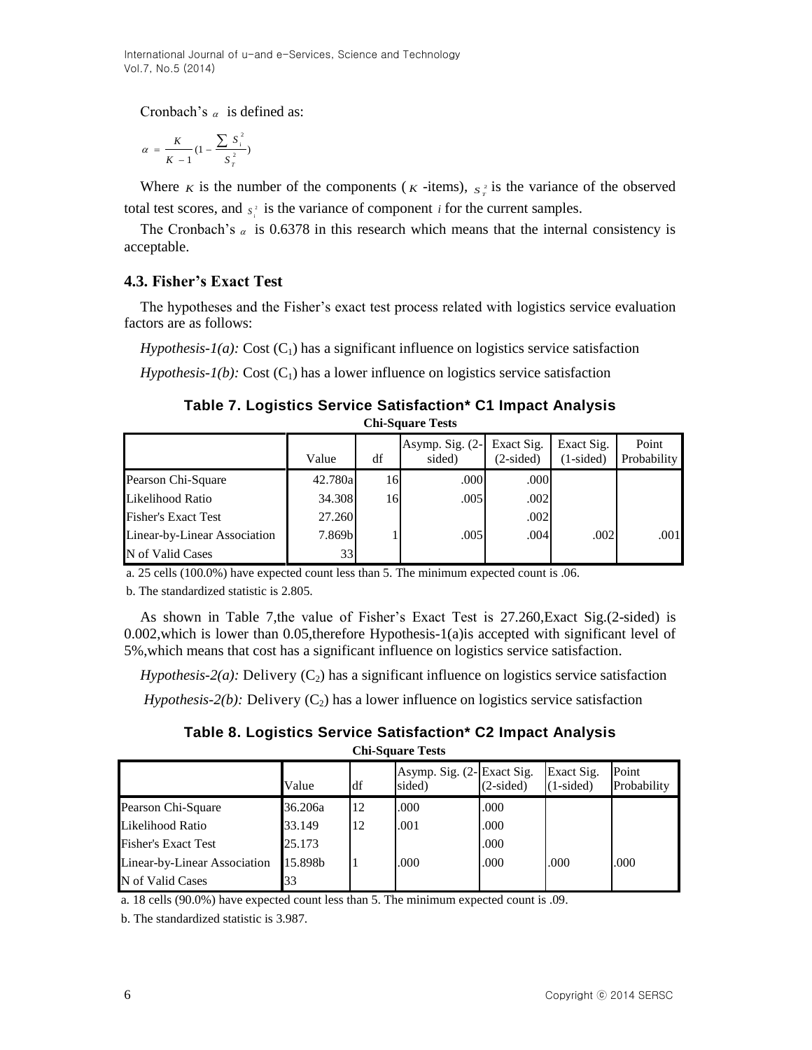Cronbach's $\alpha$ is defined as:

$$\alpha = \frac{K}{K-1}(1 - \frac{\sum S_i^2}{S_T^2})$$

Where $K$ is the number of the components ($K$ -items), $S_T^2$ is the variance of the observed total test scores, and $S_i^2$ is the variance of component $i$ for the current samples.

The Cronbach's $\alpha$ is 0.6378 in this research which means that the internal consistency is acceptable.

### 4.3. Fisher's Exact Test

The hypotheses and the Fisher's exact test process related with logistics service evaluation factors are as follows:

*Hypothesis-1(a):* Cost ($C_1$) has a significant influence on logistics service satisfaction

*Hypothesis-1(b):* Cost ($C_1$) has a lower influence on logistics service satisfaction

**Table 7. Logistics Service Satisfaction* C1 Impact Analysis**

**Chi-Square Tests**

| | Value | df | Asymp. Sig. (2-sided) | Exact Sig. (2-sided) | Exact Sig. (1-sided) | Point Probability |
|---|---|---|---|---|---|---|
| Pearson Chi-Square | 42.780a | 16 | .000 | .000 | | |
| Likelihood Ratio | 34.308 | 16 | .005 | .002 | | |
| Fisher's Exact Test | 27.260 | | | .002 | | |
| Linear-by-Linear Association | 7.869b | 1 | .005 | .004 | .002 | .001 |
| N of Valid Cases | 33 | | | | | |

a. 25 cells (100.0%) have expected count less than 5. The minimum expected count is .06.

b. The standardized statistic is 2.805.

As shown in Table 7,the value of Fisher's Exact Test is 27.260,Exact Sig.(2-sided) is 0.002,which is lower than 0.05,therefore Hypothesis-1(a)is accepted with significant level of 5%,which means that cost has a significant influence on logistics service satisfaction.

*Hypothesis-2(a):* Delivery ($C_2$) has a significant influence on logistics service satisfaction

*Hypothesis-2(b):* Delivery ($C_2$) has a lower influence on logistics service satisfaction

**Table 8. Logistics Service Satisfaction* C2 Impact Analysis**

**Chi-Square Tests**

| | Value | df | Asymp. Sig. (2-sided) | Exact Sig. (2-sided) | Exact Sig. (1-sided) | Point Probability |
|---|---|---|---|---|---|---|
| Pearson Chi-Square | 36.206a | 12 | .000 | .000 | | |
| Likelihood Ratio | 33.149 | 12 | .001 | .000 | | |
| Fisher's Exact Test | 25.173 | | | .000 | | |
| Linear-by-Linear Association | 15.898b | 1 | .000 | .000 | .000 | .000 |
| N of Valid Cases | 33 | | | | | |

a. 18 cells (90.0%) have expected count less than 5. The minimum expected count is .09.

b. The standardized statistic is 3.987.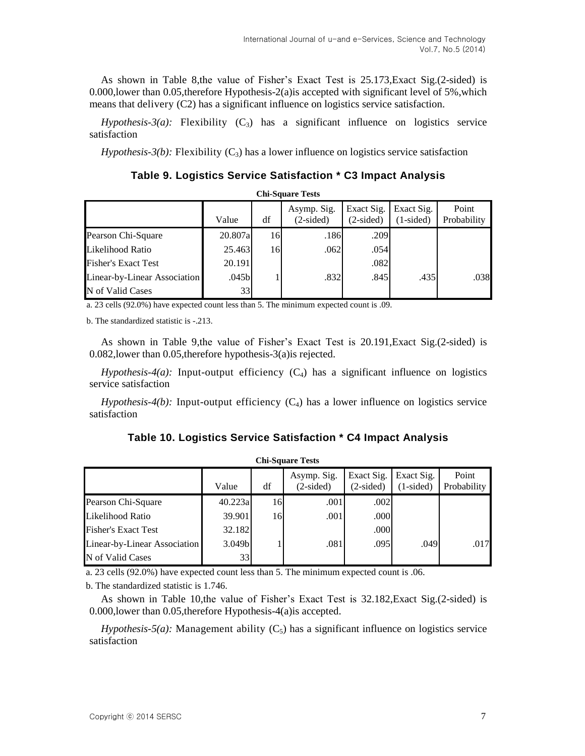As shown in Table 8,the value of Fisher's Exact Test is 25.173,Exact Sig.(2-sided) is 0.000,lower than 0.05,therefore Hypothesis-2(a)is accepted with significant level of 5%,which means that delivery (C2) has a significant influence on logistics service satisfaction.

*Hypothesis-3(a):* Flexibility ($C_3$) has a significant influence on logistics service satisfaction

*Hypothesis-3(b):* Flexibility ($C_3$) has a lower influence on logistics service satisfaction

### Table 9. Logistics Service Satisfaction * C3 Impact Analysis

**Chi-Square Tests**

| | Value | df | Asymp. Sig. (2-sided) | Exact Sig. (2-sided) | Exact Sig. (1-sided) | Point Probability |
|---|---|---|---|---|---|---|
| Pearson Chi-Square | 20.807a | 16 | .186 | .209 | | |
| Likelihood Ratio | 25.463 | 16 | .062 | .054 | | |
| Fisher's Exact Test | 20.191 | | | .082 | | |
| Linear-by-Linear Association | .045b | 1 | .832 | .845 | .435 | .038 |
| N of Valid Cases | 33 | | | | | |

a. 23 cells (92.0%) have expected count less than 5. The minimum expected count is .09.

b. The standardized statistic is -.213.

As shown in Table 9,the value of Fisher's Exact Test is 20.191,Exact Sig.(2-sided) is 0.082,lower than 0.05,therefore hypothesis-3(a)is rejected.

*Hypothesis-4(a):* Input-output efficiency ($C_4$) has a significant influence on logistics service satisfaction

*Hypothesis-4(b):* Input-output efficiency ($C_4$) has a lower influence on logistics service satisfaction

### Table 10. Logistics Service Satisfaction * C4 Impact Analysis

**Chi-Square Tests**

| | Value | df | Asymp. Sig. (2-sided) | Exact Sig. (2-sided) | Exact Sig. (1-sided) | Point Probability |
|---|---|---|---|---|---|---|
| Pearson Chi-Square | 40.223a | 16 | .001 | .002 | | |
| Likelihood Ratio | 39.901 | 16 | .001 | .000 | | |
| Fisher's Exact Test | 32.182 | | | .000 | | |
| Linear-by-Linear Association | 3.049b | 1 | .081 | .095 | .049 | .017 |
| N of Valid Cases | 33 | | | | | |

a. 23 cells (92.0%) have expected count less than 5. The minimum expected count is .06.

b. The standardized statistic is 1.746.

As shown in Table 10,the value of Fisher's Exact Test is 32.182,Exact Sig.(2-sided) is 0.000,lower than 0.05,therefore Hypothesis-4(a)is accepted.

*Hypothesis-5(a):* Management ability ($C_5$) has a significant influence on logistics service satisfaction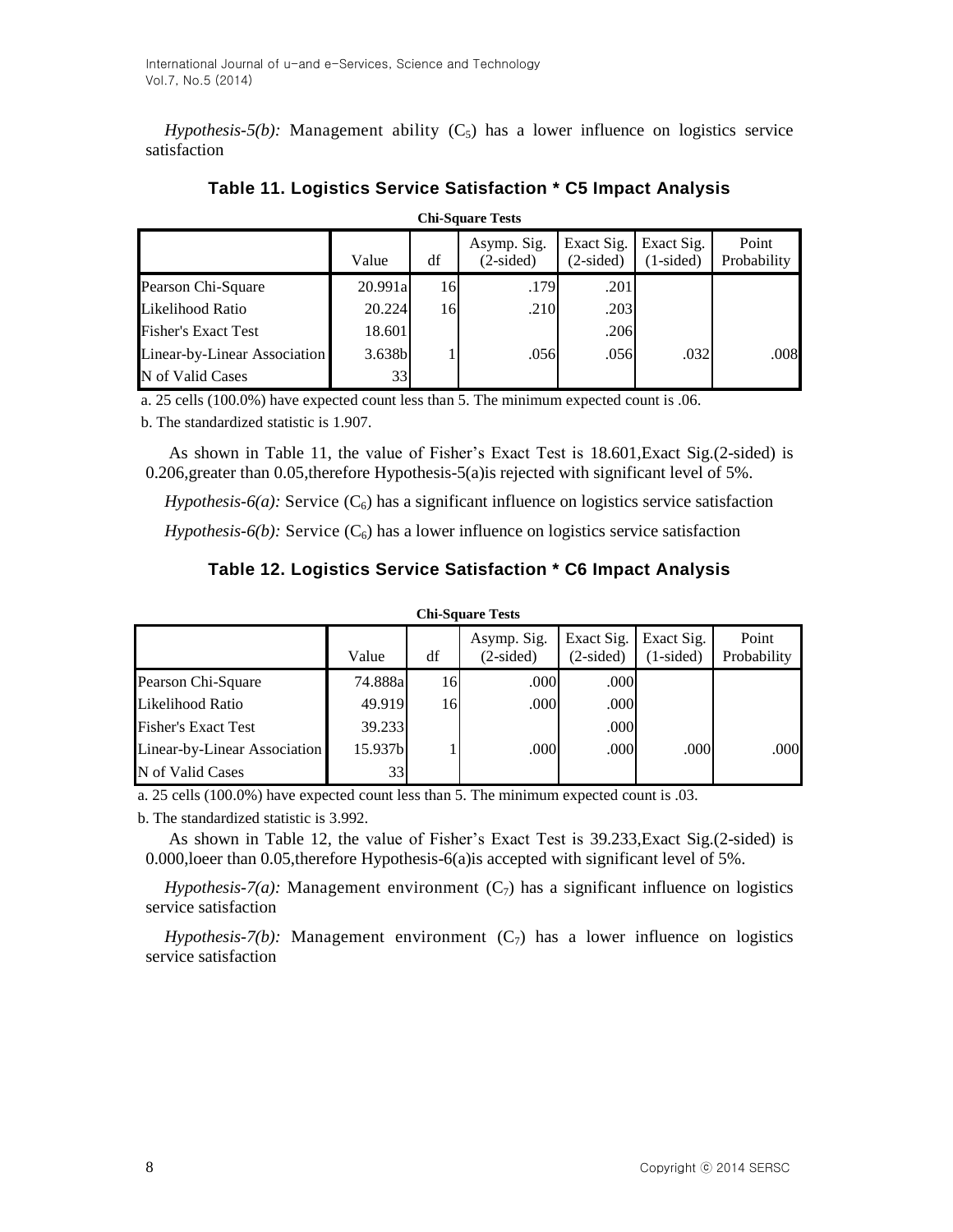*Hypothesis-5(b):* Management ability ($C_5$) has a lower influence on logistics service satisfaction

**Table 11. Logistics Service Satisfaction * C5 Impact Analysis**

**Chi-Square Tests**

| | Value | df | Asymp. Sig. (2-sided) | Exact Sig. (2-sided) | Exact Sig. (1-sided) | Point Probability |
|---|---|---|---|---|---|---|
| Pearson Chi-Square | 20.991a | 16 | .179 | .201 | | |
| Likelihood Ratio | 20.224 | 16 | .210 | .203 | | |
| Fisher's Exact Test | 18.601 | | | .206 | | |
| Linear-by-Linear Association | 3.638b | 1 | .056 | .056 | .032 | .008 |
| N of Valid Cases | 33 | | | | | |

a. 25 cells (100.0%) have expected count less than 5. The minimum expected count is .06.

b. The standardized statistic is 1.907.

As shown in Table 11, the value of Fisher's Exact Test is 18.601,Exact Sig.(2-sided) is 0.206,greater than 0.05,therefore Hypothesis-5(a)is rejected with significant level of 5%.

*Hypothesis-6(a):* Service ($C_6$) has a significant influence on logistics service satisfaction

*Hypothesis-6(b):* Service ($C_6$) has a lower influence on logistics service satisfaction

**Table 12. Logistics Service Satisfaction * C6 Impact Analysis**

**Chi-Square Tests**

| | Value | df | Asymp. Sig. (2-sided) | Exact Sig. (2-sided) | Exact Sig. (1-sided) | Point Probability |
|---|---|---|---|---|---|---|
| Pearson Chi-Square | 74.888a | 16 | .000 | .000 | | |
| Likelihood Ratio | 49.919 | 16 | .000 | .000 | | |
| Fisher's Exact Test | 39.233 | | | .000 | | |
| Linear-by-Linear Association | 15.937b | 1 | .000 | .000 | .000 | .000 |
| N of Valid Cases | 33 | | | | | |

a. 25 cells (100.0%) have expected count less than 5. The minimum expected count is .03.

b. The standardized statistic is 3.992.

As shown in Table 12, the value of Fisher's Exact Test is 39.233,Exact Sig.(2-sided) is 0.000,loeer than 0.05,therefore Hypothesis-6(a)is accepted with significant level of 5%.

*Hypothesis-7(a):* Management environment ($C_7$) has a significant influence on logistics service satisfaction

*Hypothesis-7(b):* Management environment ($C_7$) has a lower influence on logistics service satisfaction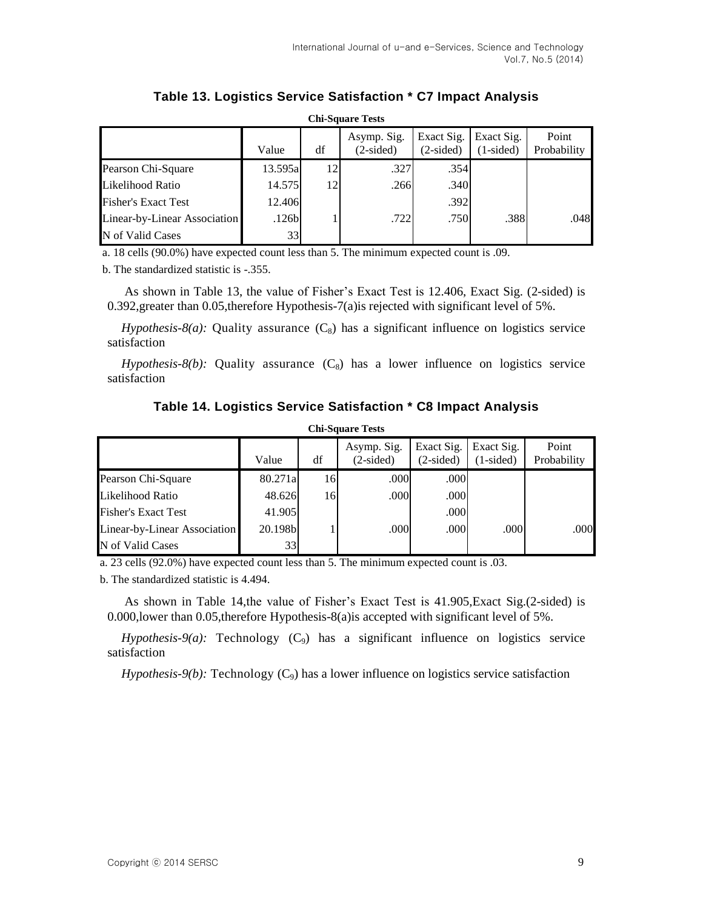**Table 13. Logistics Service Satisfaction * C7 Impact Analysis**

**Chi-Square Tests**

| | Value | df | Asymp. Sig. (2-sided) | Exact Sig. (2-sided) | Exact Sig. (1-sided) | Point Probability |
|---|---|---|---|---|---|---|
| Pearson Chi-Square | 13.595a | 12 | .327 | .354 | | |
| Likelihood Ratio | 14.575 | 12 | .266 | .340 | | |
| Fisher's Exact Test | 12.406 | | | .392 | | |
| Linear-by-Linear Association | .126b | 1 | .722 | .750 | .388 | .048 |
| N of Valid Cases | 33 | | | | | |

a. 18 cells (90.0%) have expected count less than 5. The minimum expected count is .09.

b. The standardized statistic is -.355.

As shown in Table 13, the value of Fisher's Exact Test is 12.406, Exact Sig. (2-sided) is 0.392,greater than 0.05,therefore Hypothesis-7(a)is rejected with significant level of 5%.

*Hypothesis-8(a):* Quality assurance ($C_8$) has a significant influence on logistics service satisfaction

*Hypothesis-8(b):* Quality assurance ($C_8$) has a lower influence on logistics service satisfaction

**Table 14. Logistics Service Satisfaction * C8 Impact Analysis**

**Chi-Square Tests**

| | Value | df | Asymp. Sig. (2-sided) | Exact Sig. (2-sided) | Exact Sig. (1-sided) | Point Probability |
|---|---|---|---|---|---|---|
| Pearson Chi-Square | 80.271a | 16 | .000 | .000 | | |
| Likelihood Ratio | 48.626 | 16 | .000 | .000 | | |
| Fisher's Exact Test | 41.905 | | | .000 | | |
| Linear-by-Linear Association | 20.198b | 1 | .000 | .000 | .000 | .000 |
| N of Valid Cases | 33 | | | | | |

a. 23 cells (92.0%) have expected count less than 5. The minimum expected count is .03.

b. The standardized statistic is 4.494.

As shown in Table 14,the value of Fisher's Exact Test is 41.905,Exact Sig.(2-sided) is 0.000,lower than 0.05,therefore Hypothesis-8(a)is accepted with significant level of 5%.

*Hypothesis-9(a):* Technology ($C_9$) has a significant influence on logistics service satisfaction

*Hypothesis-9(b):* Technology ($C_9$) has a lower influence on logistics service satisfaction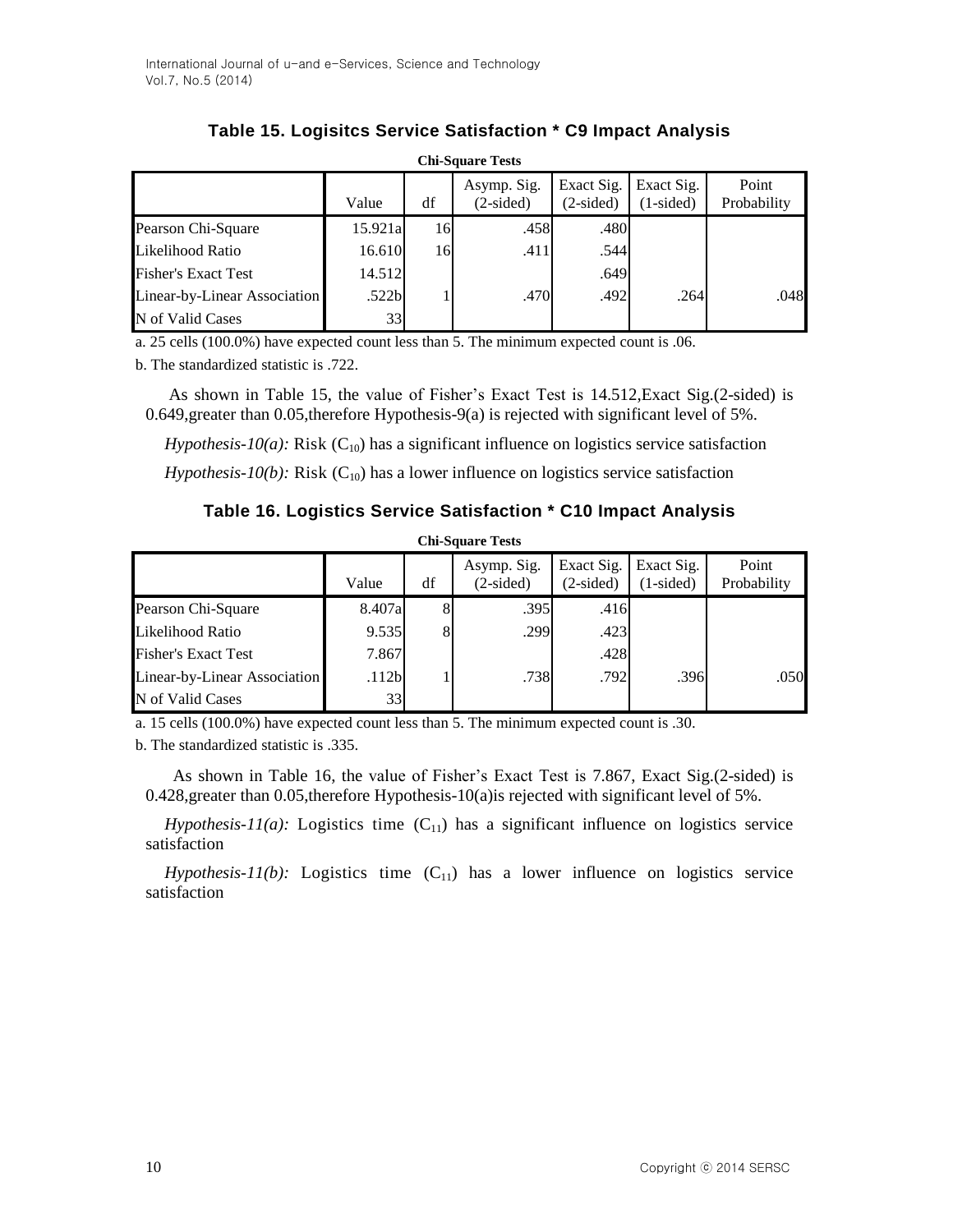**Table 15. Logisitcs Service Satisfaction * C9 Impact Analysis**

**Chi-Square Tests**

| | Value | df | Asymp. Sig. (2-sided) | Exact Sig. (2-sided) | Exact Sig. (1-sided) | Point Probability |
|---|---|---|---|---|---|---|
| Pearson Chi-Square | 15.921a | 16 | .458 | .480 | | |
| Likelihood Ratio | 16.610 | 16 | .411 | .544 | | |
| Fisher's Exact Test | 14.512 | | | .649 | | |
| Linear-by-Linear Association | .522b | 1 | .470 | .492 | .264 | .048 |
| N of Valid Cases | 33 | | | | | |

a. 25 cells (100.0%) have expected count less than 5. The minimum expected count is .06.

b. The standardized statistic is .722.

As shown in Table 15, the value of Fisher's Exact Test is 14.512,Exact Sig.(2-sided) is 0.649,greater than 0.05,therefore Hypothesis-9(a) is rejected with significant level of 5%.

*Hypothesis-10(a):* Risk ($C_{10}$) has a significant influence on logistics service satisfaction

*Hypothesis-10(b):* Risk ($C_{10}$) has a lower influence on logistics service satisfaction

**Table 16. Logistics Service Satisfaction * C10 Impact Analysis**

**Chi-Square Tests**

| | Value | df | Asymp. Sig. (2-sided) | Exact Sig. (2-sided) | Exact Sig. (1-sided) | Point Probability |
|---|---|---|---|---|---|---|
| Pearson Chi-Square | 8.407a | 8 | .395 | .416 | | |
| Likelihood Ratio | 9.535 | 8 | .299 | .423 | | |
| Fisher's Exact Test | 7.867 | | | .428 | | |
| Linear-by-Linear Association | .112b | 1 | .738 | .792 | .396 | .050 |
| N of Valid Cases | 33 | | | | | |

a. 15 cells (100.0%) have expected count less than 5. The minimum expected count is .30.

b. The standardized statistic is .335.

As shown in Table 16, the value of Fisher's Exact Test is 7.867, Exact Sig.(2-sided) is 0.428,greater than 0.05,therefore Hypothesis-10(a)is rejected with significant level of 5%.

*Hypothesis-11(a):* Logistics time ($C_{11}$) has a significant influence on logistics service satisfaction

*Hypothesis-11(b):* Logistics time ($C_{11}$) has a lower influence on logistics service satisfaction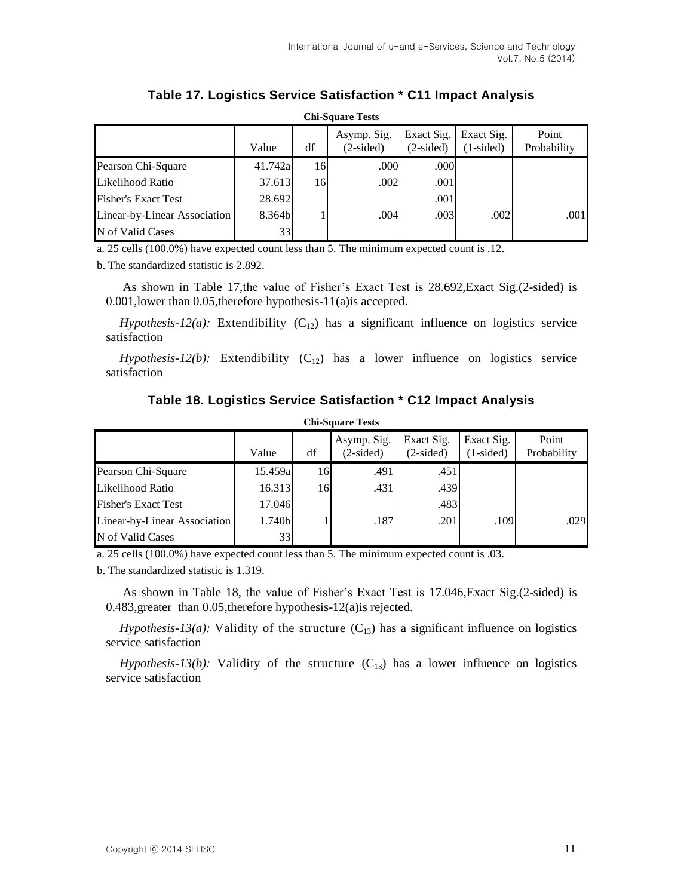### Table 17. Logistics Service Satisfaction * C11 Impact Analysis

**Chi-Square Tests**

| | Value | df | Asymp. Sig. (2-sided) | Exact Sig. (2-sided) | Exact Sig. (1-sided) | Point Probability |
|---|---|---|---|---|---|---|
| Pearson Chi-Square | 41.742a | 16 | .000 | .000 | | |
| Likelihood Ratio | 37.613 | 16 | .002 | .001 | | |
| Fisher's Exact Test | 28.692 | | | .001 | | |
| Linear-by-Linear Association | 8.364b | 1 | .004 | .003 | .002 | .001 |
| N of Valid Cases | 33 | | | | | |

a. 25 cells (100.0%) have expected count less than 5. The minimum expected count is .12.

b. The standardized statistic is 2.892.

As shown in Table 17,the value of Fisher's Exact Test is 28.692,Exact Sig.(2-sided) is 0.001,lower than 0.05,therefore hypothesis-11(a)is accepted.

*Hypothesis-12(a):* Extendibility ($C_{12}$) has a significant influence on logistics service satisfaction

*Hypothesis-12(b):* Extendibility ($C_{12}$) has a lower influence on logistics service satisfaction

### Table 18. Logistics Service Satisfaction * C12 Impact Analysis

**Chi-Square Tests**

| | Value | df | Asymp. Sig. (2-sided) | Exact Sig. (2-sided) | Exact Sig. (1-sided) | Point Probability |
|---|---|---|---|---|---|---|
| Pearson Chi-Square | 15.459a | 16 | .491 | .451 | | |
| Likelihood Ratio | 16.313 | 16 | .431 | .439 | | |
| Fisher's Exact Test | 17.046 | | | .483 | | |
| Linear-by-Linear Association | 1.740b | 1 | .187 | .201 | .109 | .029 |
| N of Valid Cases | 33 | | | | | |

a. 25 cells (100.0%) have expected count less than 5. The minimum expected count is .03.

b. The standardized statistic is 1.319.

As shown in Table 18, the value of Fisher's Exact Test is 17.046,Exact Sig.(2-sided) is 0.483,greater than 0.05,therefore hypothesis-12(a)is rejected.

*Hypothesis-13(a):* Validity of the structure ($C_{13}$) has a significant influence on logistics service satisfaction

*Hypothesis-13(b):* Validity of the structure ($C_{13}$) has a lower influence on logistics service satisfaction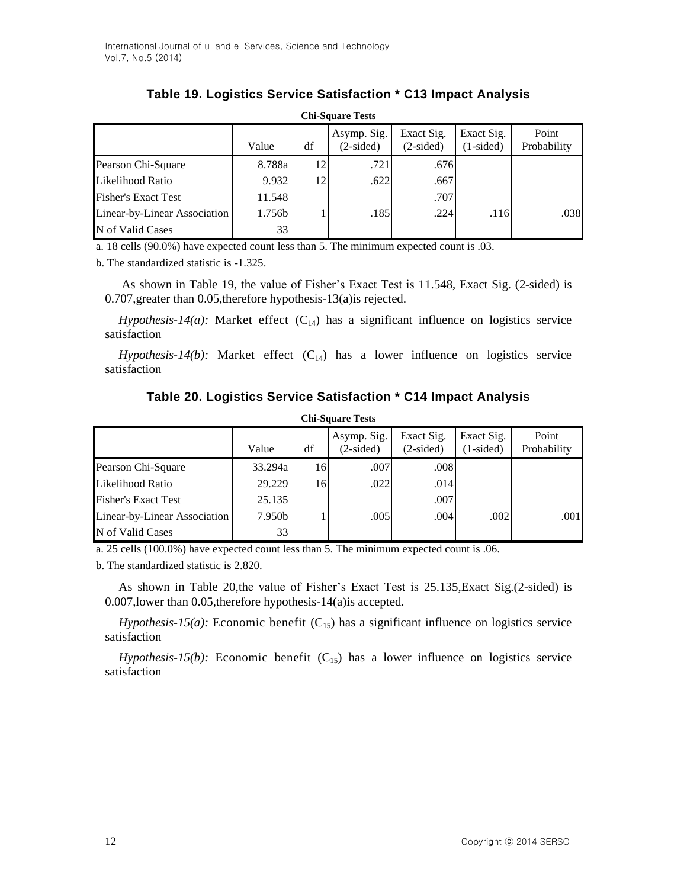### Table 19. Logistics Service Satisfaction * C13 Impact Analysis

**Chi-Square Tests**

| | Value | df | Asymp. Sig. (2-sided) | Exact Sig. (2-sided) | Exact Sig. (1-sided) | Point Probability |
|---|---|---|---|---|---|---|
| Pearson Chi-Square | 8.788a | 12 | .721 | .676 | | |
| Likelihood Ratio | 9.932 | 12 | .622 | .667 | | |
| Fisher's Exact Test | 11.548 | | | .707 | | |
| Linear-by-Linear Association | 1.756b | 1 | .185 | .224 | .116 | .038 |
| N of Valid Cases | 33 | | | | | |

a. 18 cells (90.0%) have expected count less than 5. The minimum expected count is .03.

b. The standardized statistic is -1.325.

As shown in Table 19, the value of Fisher's Exact Test is 11.548, Exact Sig. (2-sided) is 0.707,greater than 0.05,therefore hypothesis-13(a)is rejected.

*Hypothesis-14(a):* Market effect ($C_{14}$) has a significant influence on logistics service satisfaction

*Hypothesis-14(b):* Market effect ($C_{14}$) has a lower influence on logistics service satisfaction

### Table 20. Logistics Service Satisfaction * C14 Impact Analysis

**Chi-Square Tests**

| | Value | df | Asymp. Sig. (2-sided) | Exact Sig. (2-sided) | Exact Sig. (1-sided) | Point Probability |
|---|---|---|---|---|---|---|
| Pearson Chi-Square | 33.294a | 16 | .007 | .008 | | |
| Likelihood Ratio | 29.229 | 16 | .022 | .014 | | |
| Fisher's Exact Test | 25.135 | | | .007 | | |
| Linear-by-Linear Association | 7.950b | 1 | .005 | .004 | .002 | .001 |
| N of Valid Cases | 33 | | | | | |

a. 25 cells (100.0%) have expected count less than 5. The minimum expected count is .06.

b. The standardized statistic is 2.820.

As shown in Table 20,the value of Fisher's Exact Test is 25.135,Exact Sig.(2-sided) is 0.007,lower than 0.05,therefore hypothesis-14(a)is accepted.

*Hypothesis-15(a):* Economic benefit ($C_{15}$) has a significant influence on logistics service satisfaction

*Hypothesis-15(b):* Economic benefit ($C_{15}$) has a lower influence on logistics service satisfaction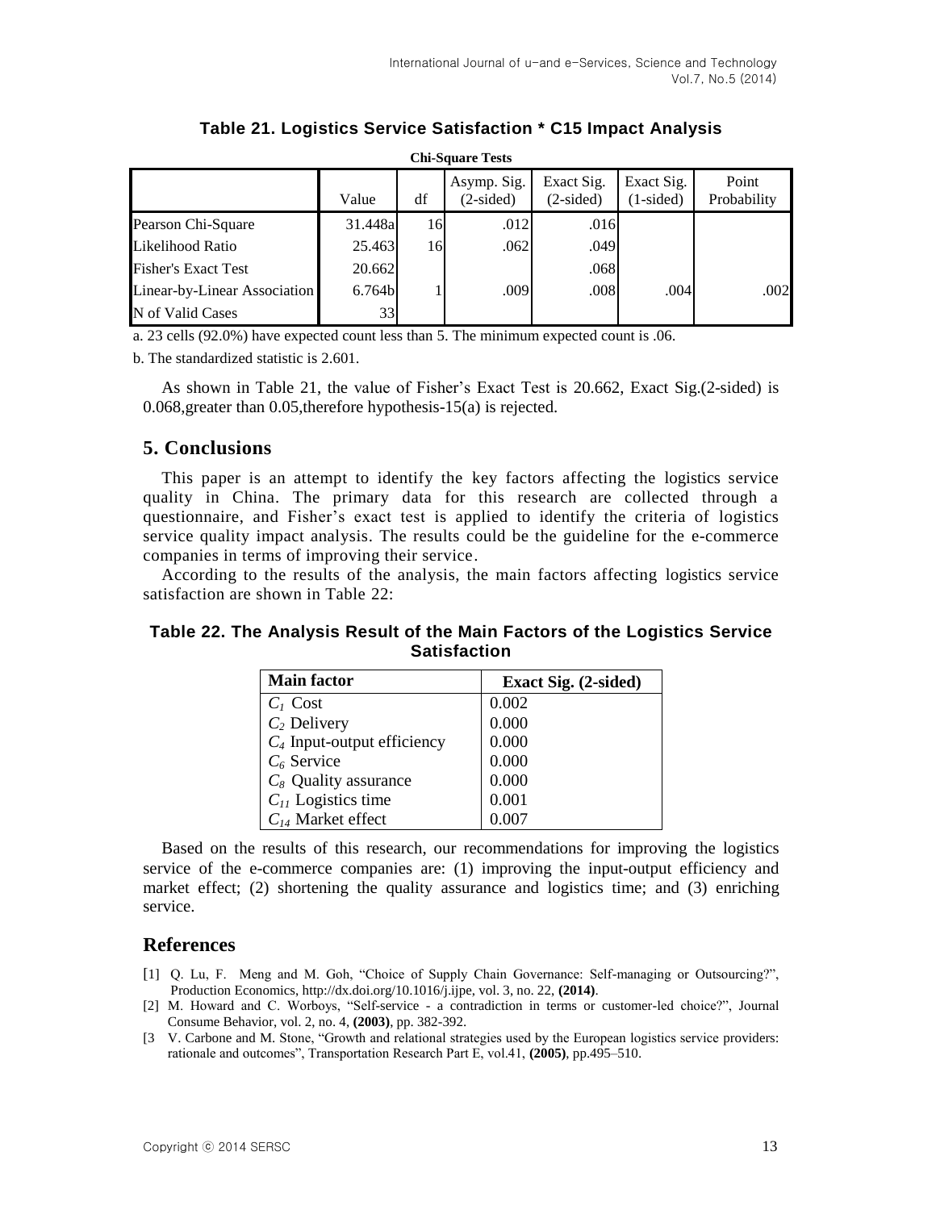**Table 21. Logistics Service Satisfaction * C15 Impact Analysis**

**Chi-Square Tests**

| | Value | df | Asymp. Sig. (2-sided) | Exact Sig. (2-sided) | Exact Sig. (1-sided) | Point Probability |
|---|---|---|---|---|---|---|
| Pearson Chi-Square | 31.448a | 16 | .012 | .016 | | |
| Likelihood Ratio | 25.463 | 16 | .062 | .049 | | |
| Fisher's Exact Test | 20.662 | | | .068 | | |
| Linear-by-Linear Association | 6.764b | 1 | .009 | .008 | .004 | .002 |
| N of Valid Cases | 33 | | | | | |

a. 23 cells (92.0%) have expected count less than 5. The minimum expected count is .06.

b. The standardized statistic is 2.601.

As shown in Table 21, the value of Fisher's Exact Test is 20.662, Exact Sig.(2-sided) is 0.068,greater than 0.05,therefore hypothesis-15(a) is rejected.

## 5. Conclusions

This paper is an attempt to identify the key factors affecting the logistics service quality in China. The primary data for this research are collected through a questionnaire, and Fisher's exact test is applied to identify the criteria of logistics service quality impact analysis. The results could be the guideline for the e-commerce companies in terms of improving their service.

According to the results of the analysis, the main factors affecting logistics service satisfaction are shown in Table 22:

**Table 22. The Analysis Result of the Main Factors of the Logistics Service Satisfaction**

| Main factor | Exact Sig. (2-sided) |
|---|---|
| $C_1$ Cost | 0.002 |
| $C_2$ Delivery | 0.000 |
| $C_4$ Input-output efficiency | 0.000 |
| $C_6$ Service | 0.000 |
| $C_8$ Quality assurance | 0.000 |
| $C_{11}$ Logistics time | 0.001 |
| $C_{14}$ Market effect | 0.007 |

Based on the results of this research, our recommendations for improving the logistics service of the e-commerce companies are: (1) improving the input-output efficiency and market effect; (2) shortening the quality assurance and logistics time; and (3) enriching service.

## References

[1] Q. Lu, F. Meng and M. Goh, "Choice of Supply Chain Governance: Self-managing or Outsourcing?", Production Economics, http://dx.doi.org/10.1016/j.ijpe, vol. 3, no. 22, **(2014)**.

[2] M. Howard and C. Worboys, "Self-service - a contradiction in terms or customer-led choice?", Journal Consume Behavior, vol. 2, no. 4, **(2003)**, pp. 382-392.

[3 V. Carbone and M. Stone, "Growth and relational strategies used by the European logistics service providers: rationale and outcomes", Transportation Research Part E, vol.41, **(2005)**, pp.495–510.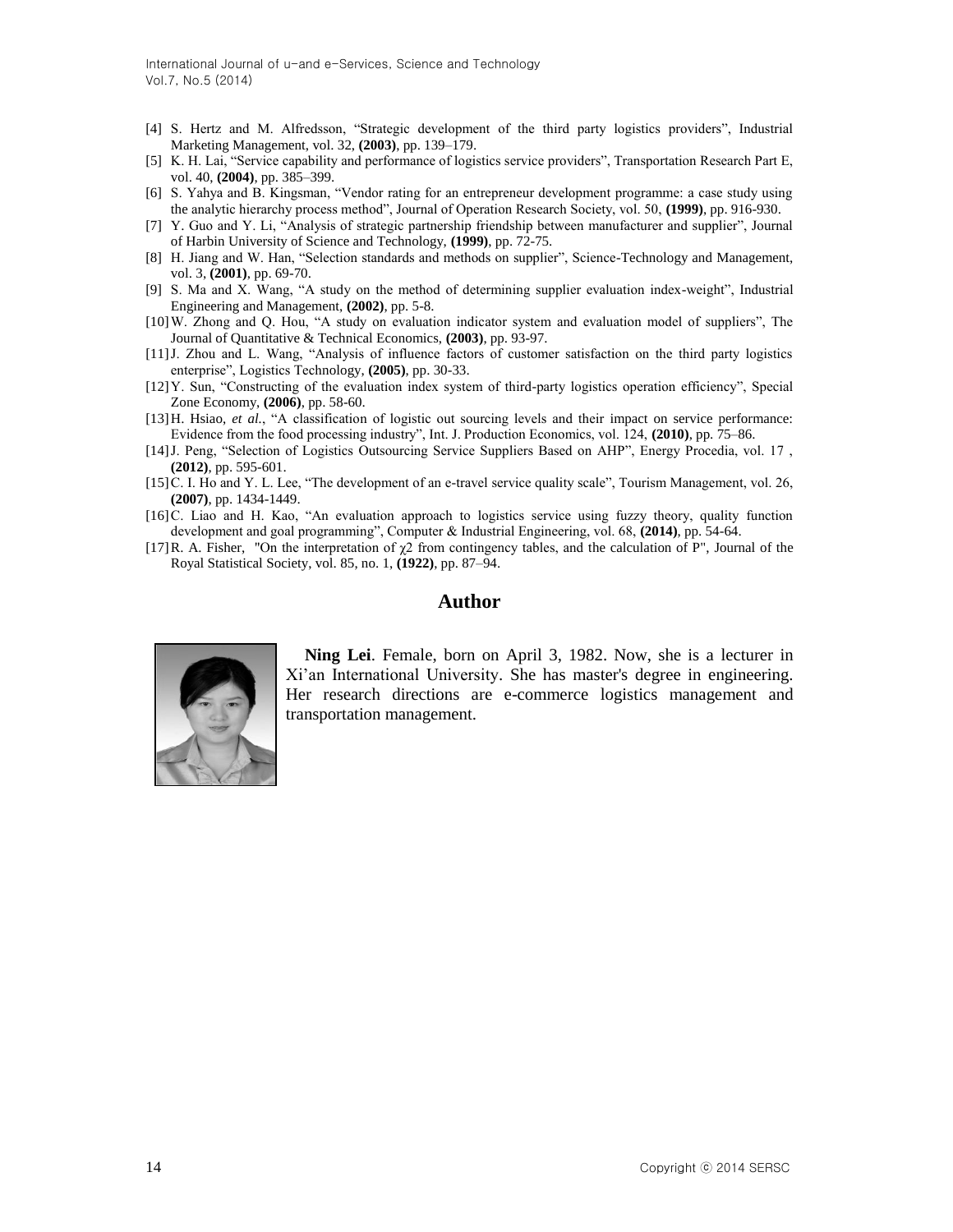[4] S. Hertz and M. Alfredsson, "Strategic development of the third party logistics providers", Industrial Marketing Management, vol. 32, **(2003)**, pp. 139–179.

[5] K. H. Lai, "Service capability and performance of logistics service providers", Transportation Research Part E, vol. 40, **(2004)**, pp. 385–399.

[6] S. Yahya and B. Kingsman, "Vendor rating for an entrepreneur development programme: a case study using the analytic hierarchy process method", Journal of Operation Research Society, vol. 50, **(1999)**, pp. 916-930.

[7] Y. Guo and Y. Li, "Analysis of strategic partnership friendship between manufacturer and supplier", Journal of Harbin University of Science and Technology, **(1999)**, pp. 72-75.

[8] H. Jiang and W. Han, "Selection standards and methods on supplier", Science-Technology and Management, vol. 3, **(2001)**, pp. 69-70.

[9] S. Ma and X. Wang, "A study on the method of determining supplier evaluation index-weight", Industrial Engineering and Management, **(2002)**, pp. 5-8.

[10] W. Zhong and Q. Hou, "A study on evaluation indicator system and evaluation model of suppliers", The Journal of Quantitative & Technical Economics, **(2003)**, pp. 93-97.

[11] J. Zhou and L. Wang, "Analysis of influence factors of customer satisfaction on the third party logistics enterprise", Logistics Technology, **(2005)**, pp. 30-33.

[12] Y. Sun, "Constructing of the evaluation index system of third-party logistics operation efficiency", Special Zone Economy, **(2006)**, pp. 58-60.

[13] H. Hsiao, *et al.*, "A classification of logistic out sourcing levels and their impact on service performance: Evidence from the food processing industry", Int. J. Production Economics, vol. 124, **(2010)**, pp. 75–86.

[14] J. Peng, "Selection of Logistics Outsourcing Service Suppliers Based on AHP", Energy Procedia, vol. 17 , **(2012)**, pp. 595-601.

[15] C. I. Ho and Y. L. Lee, "The development of an e-travel service quality scale", Tourism Management, vol. 26, **(2007)**, pp. 1434-1449.

[16] C. Liao and H. Kao, "An evaluation approach to logistics service using fuzzy theory, quality function development and goal programming", Computer & Industrial Engineering, vol. 68, **(2014)**, pp. 54-64.

[17] R. A. Fisher, "On the interpretation of $\chi 2$ from contingency tables, and the calculation of P", Journal of the Royal Statistical Society, vol. 85, no. 1, **(1922)**, pp. 87–94.

## Author

**Ning Lei**. Female, born on April 3, 1982. Now, she is a lecturer in Xi'an International University. She has master's degree in engineering. Her research directions are e-commerce logistics management and transportation management.